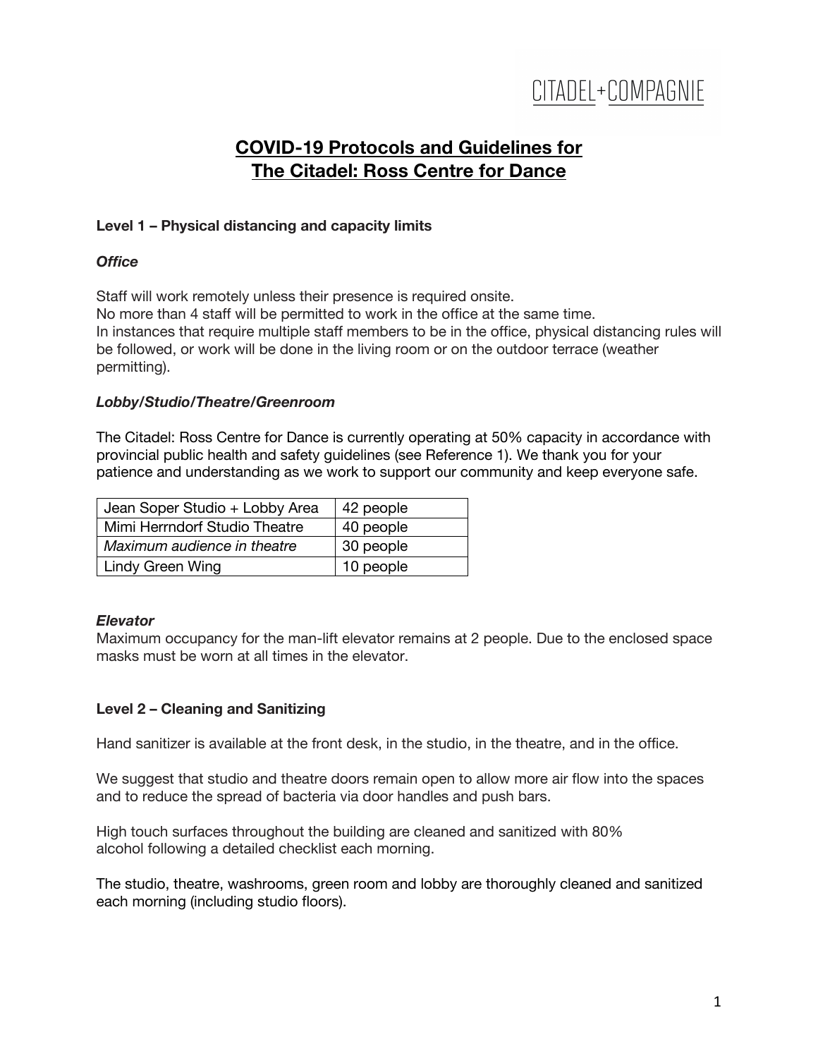CITADEL+COMPAGNIE

# COVID-19 Protocols and Guidelines for The Citadel: Ross Centre for Dance

## Level 1 – Physical distancing and capacity limits

### *Office*

Staff will work remotely unless their presence is required onsite.
No more than 4 staff will be permitted to work in the office at the same time.
In instances that require multiple staff members to be in the office, physical distancing rules will be followed, or work will be done in the living room or on the outdoor terrace (weather permitting).

### *Lobby/Studio/Theatre/Greenroom*

The Citadel: Ross Centre for Dance is currently operating at 50% capacity in accordance with provincial public health and safety guidelines (see Reference 1). We thank you for your patience and understanding as we work to support our community and keep everyone safe.

| Space | Capacity |
|---|---|
| Jean Soper Studio + Lobby Area | 42 people |
| Mimi Herrndorf Studio Theatre | 40 people |
| *Maximum audience in theatre* | 30 people |
| Lindy Green Wing | 10 people |

### *Elevator*

Maximum occupancy for the man-lift elevator remains at 2 people. Due to the enclosed space masks must be worn at all times in the elevator.

## Level 2 – Cleaning and Sanitizing

Hand sanitizer is available at the front desk, in the studio, in the theatre, and in the office.

We suggest that studio and theatre doors remain open to allow more air flow into the spaces and to reduce the spread of bacteria via door handles and push bars.

High touch surfaces throughout the building are cleaned and sanitized with 80% alcohol following a detailed checklist each morning.

The studio, theatre, washrooms, green room and lobby are thoroughly cleaned and sanitized each morning (including studio floors).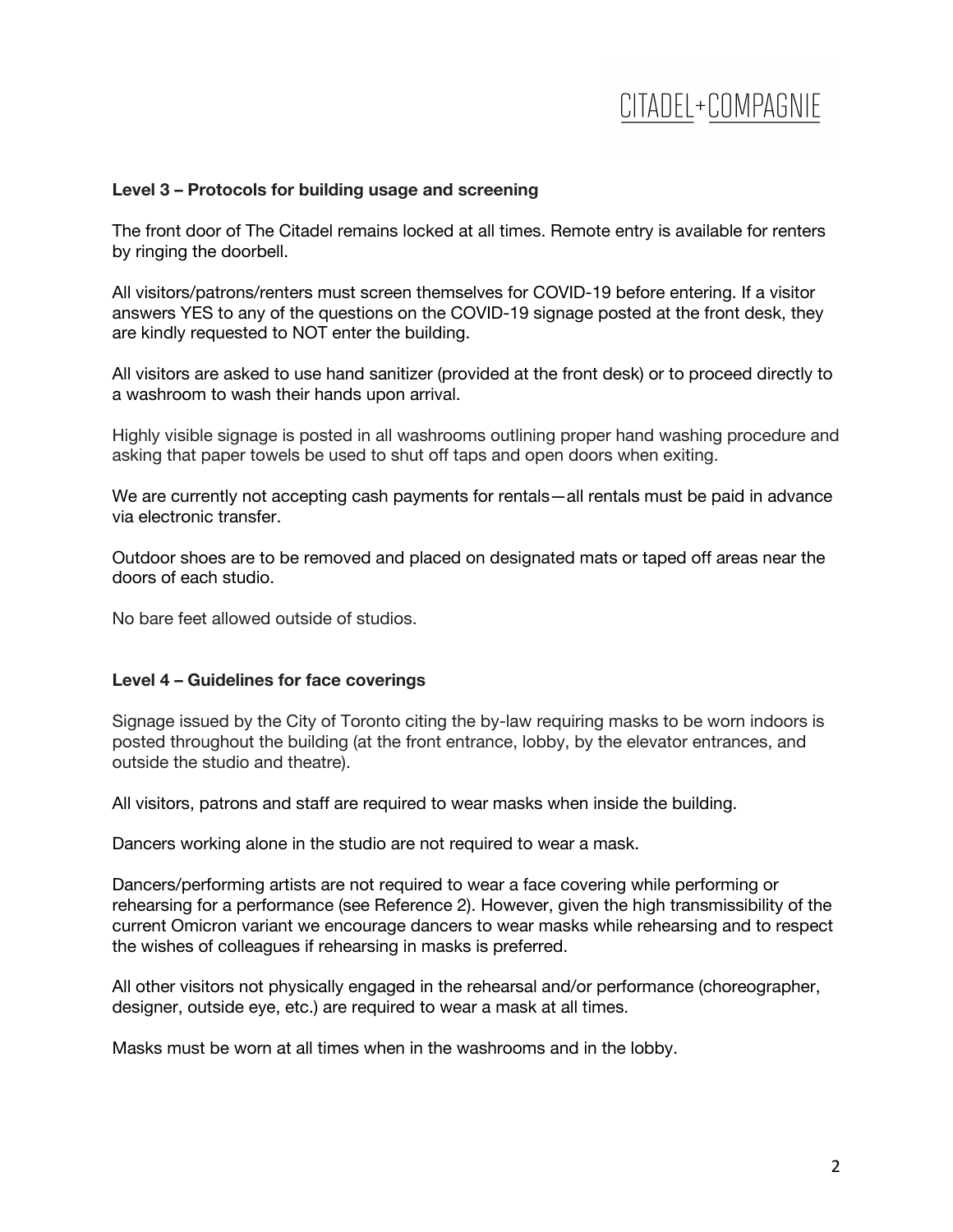### Level 3 – Protocols for building usage and screening

The front door of The Citadel remains locked at all times. Remote entry is available for renters by ringing the doorbell.

All visitors/patrons/renters must screen themselves for COVID-19 before entering. If a visitor answers YES to any of the questions on the COVID-19 signage posted at the front desk, they are kindly requested to NOT enter the building.

All visitors are asked to use hand sanitizer (provided at the front desk) or to proceed directly to a washroom to wash their hands upon arrival.

Highly visible signage is posted in all washrooms outlining proper hand washing procedure and asking that paper towels be used to shut off taps and open doors when exiting.

We are currently not accepting cash payments for rentals—all rentals must be paid in advance via electronic transfer.

Outdoor shoes are to be removed and placed on designated mats or taped off areas near the doors of each studio.

No bare feet allowed outside of studios.

### Level 4 – Guidelines for face coverings

Signage issued by the City of Toronto citing the by-law requiring masks to be worn indoors is posted throughout the building (at the front entrance, lobby, by the elevator entrances, and outside the studio and theatre).

All visitors, patrons and staff are required to wear masks when inside the building.

Dancers working alone in the studio are not required to wear a mask.

Dancers/performing artists are not required to wear a face covering while performing or rehearsing for a performance (see Reference 2). However, given the high transmissibility of the current Omicron variant we encourage dancers to wear masks while rehearsing and to respect the wishes of colleagues if rehearsing in masks is preferred.

All other visitors not physically engaged in the rehearsal and/or performance (choreographer, designer, outside eye, etc.) are required to wear a mask at all times.

Masks must be worn at all times when in the washrooms and in the lobby.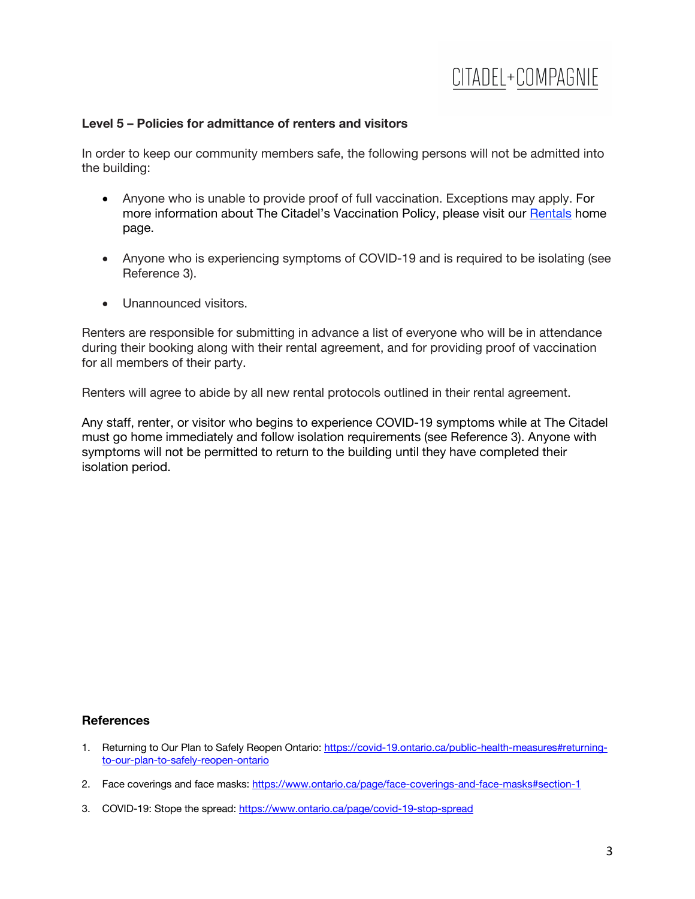CITADEL+COMPAGNIE

**Level 5 – Policies for admittance of renters and visitors**

In order to keep our community members safe, the following persons will not be admitted into the building:

- Anyone who is unable to provide proof of full vaccination. Exceptions may apply. For more information about The Citadel's Vaccination Policy, please visit our [Rentals](Rentals) home page.

- Anyone who is experiencing symptoms of COVID-19 and is required to be isolating (see Reference 3).

- Unannounced visitors.

Renters are responsible for submitting in advance a list of everyone who will be in attendance during their booking along with their rental agreement, and for providing proof of vaccination for all members of their party.

Renters will agree to abide by all new rental protocols outlined in their rental agreement.

Any staff, renter, or visitor who begins to experience COVID-19 symptoms while at The Citadel must go home immediately and follow isolation requirements (see Reference 3). Anyone with symptoms will not be permitted to return to the building until they have completed their isolation period.

**References**

1. Returning to Our Plan to Safely Reopen Ontario: https://covid-19.ontario.ca/public-health-measures#returning-to-our-plan-to-safely-reopen-ontario

2. Face coverings and face masks: https://www.ontario.ca/page/face-coverings-and-face-masks#section-1

3. COVID-19: Stope the spread: https://www.ontario.ca/page/covid-19-stop-spread